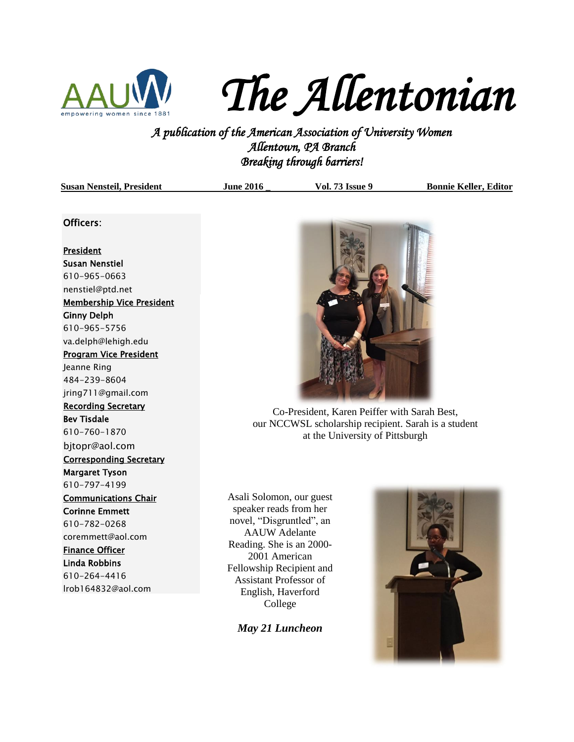# The Allentonian

*A publication of the American Association of University Women*
*Allentown, PA Branch*
*Breaking through barriers!*

**Susan Nensteil, President** | **June 2016** | **Vol. 73 Issue 9** | **Bonnie Keller, Editor**

## Officers:

**President**
Susan Nenstiel
610-965-0663
nenstiel@ptd.net

**Membership Vice President**
Ginny Delph
610-965-5756
va.delph@lehigh.edu

**Program Vice President**
Jeanne Ring
484-239-8604
jring711@gmail.com

**Recording Secretary**
Bev Tisdale
610-760-1870
bjtopr@aol.com

**Corresponding Secretary**
Margaret Tyson
610-797-4199

**Communications Chair**
Corinne Emmett
610-782-0268
coremmett@aol.com

**Finance Officer**
Linda Robbins
610-264-4416
lrob164832@aol.com

Co-President, Karen Peiffer with Sarah Best, our NCCWSL scholarship recipient. Sarah is a student at the University of Pittsburgh

Asali Solomon, our guest speaker reads from her novel, "Disgruntled", an AAUW Adelante Reading. She is an 2000-2001 American Fellowship Recipient and Assistant Professor of English, Haverford College

***May 21 Luncheon***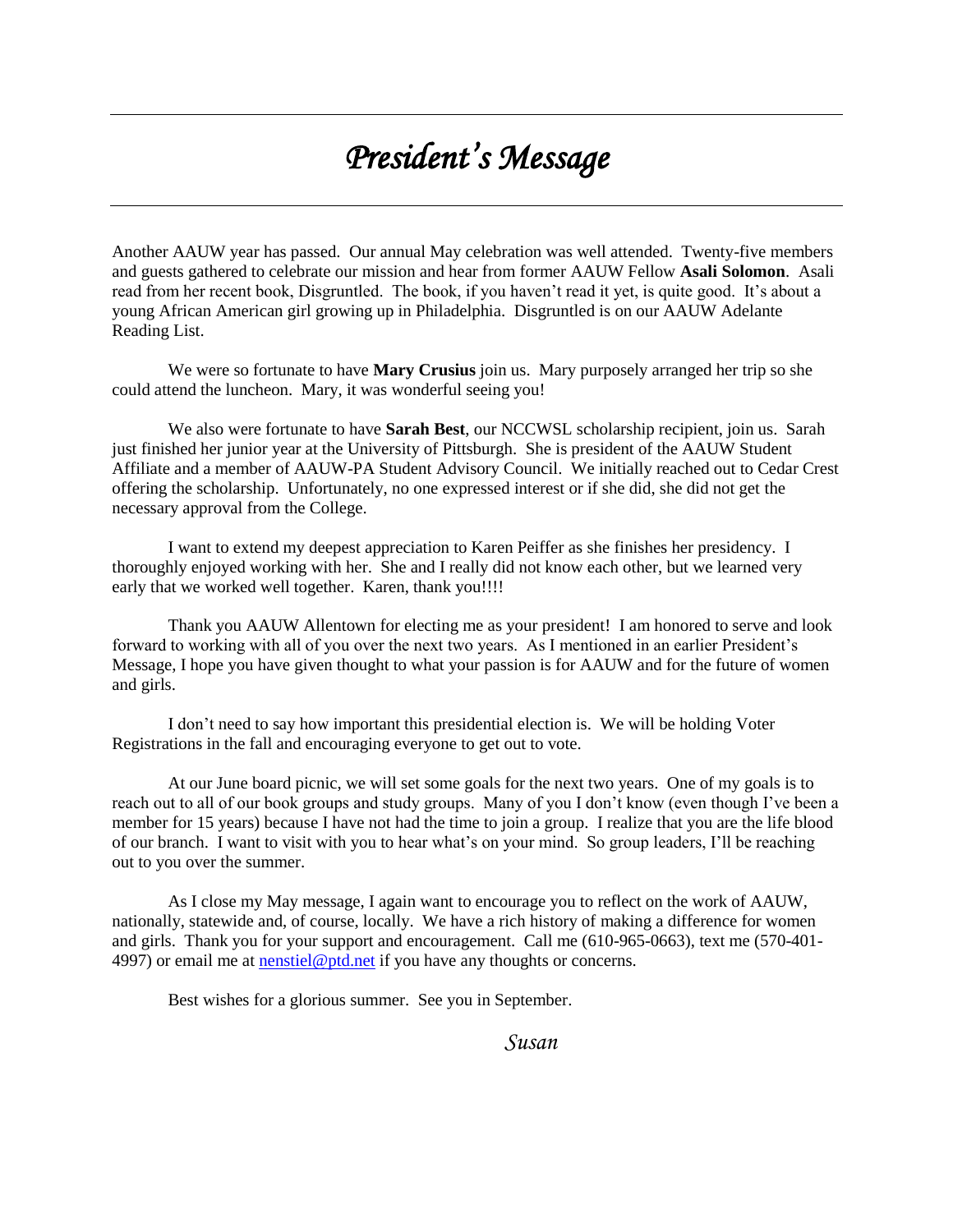# *President's Message*

Another AAUW year has passed. Our annual May celebration was well attended. Twenty-five members and guests gathered to celebrate our mission and hear from former AAUW Fellow **Asali Solomon**. Asali read from her recent book, Disgruntled. The book, if you haven't read it yet, is quite good. It's about a young African American girl growing up in Philadelphia. Disgruntled is on our AAUW Adelante Reading List.

We were so fortunate to have **Mary Crusius** join us. Mary purposely arranged her trip so she could attend the luncheon. Mary, it was wonderful seeing you!

We also were fortunate to have **Sarah Best**, our NCCWSL scholarship recipient, join us. Sarah just finished her junior year at the University of Pittsburgh. She is president of the AAUW Student Affiliate and a member of AAUW-PA Student Advisory Council. We initially reached out to Cedar Crest offering the scholarship. Unfortunately, no one expressed interest or if she did, she did not get the necessary approval from the College.

I want to extend my deepest appreciation to Karen Peiffer as she finishes her presidency. I thoroughly enjoyed working with her. She and I really did not know each other, but we learned very early that we worked well together. Karen, thank you!!!!

Thank you AAUW Allentown for electing me as your president! I am honored to serve and look forward to working with all of you over the next two years. As I mentioned in an earlier President's Message, I hope you have given thought to what your passion is for AAUW and for the future of women and girls.

I don't need to say how important this presidential election is. We will be holding Voter Registrations in the fall and encouraging everyone to get out to vote.

At our June board picnic, we will set some goals for the next two years. One of my goals is to reach out to all of our book groups and study groups. Many of you I don't know (even though I've been a member for 15 years) because I have not had the time to join a group. I realize that you are the life blood of our branch. I want to visit with you to hear what's on your mind. So group leaders, I'll be reaching out to you over the summer.

As I close my May message, I again want to encourage you to reflect on the work of AAUW, nationally, statewide and, of course, locally. We have a rich history of making a difference for women and girls. Thank you for your support and encouragement. Call me (610-965-0663), text me (570-401-4997) or email me at nenstiel@ptd.net if you have any thoughts or concerns.

Best wishes for a glorious summer. See you in September.

*Susan*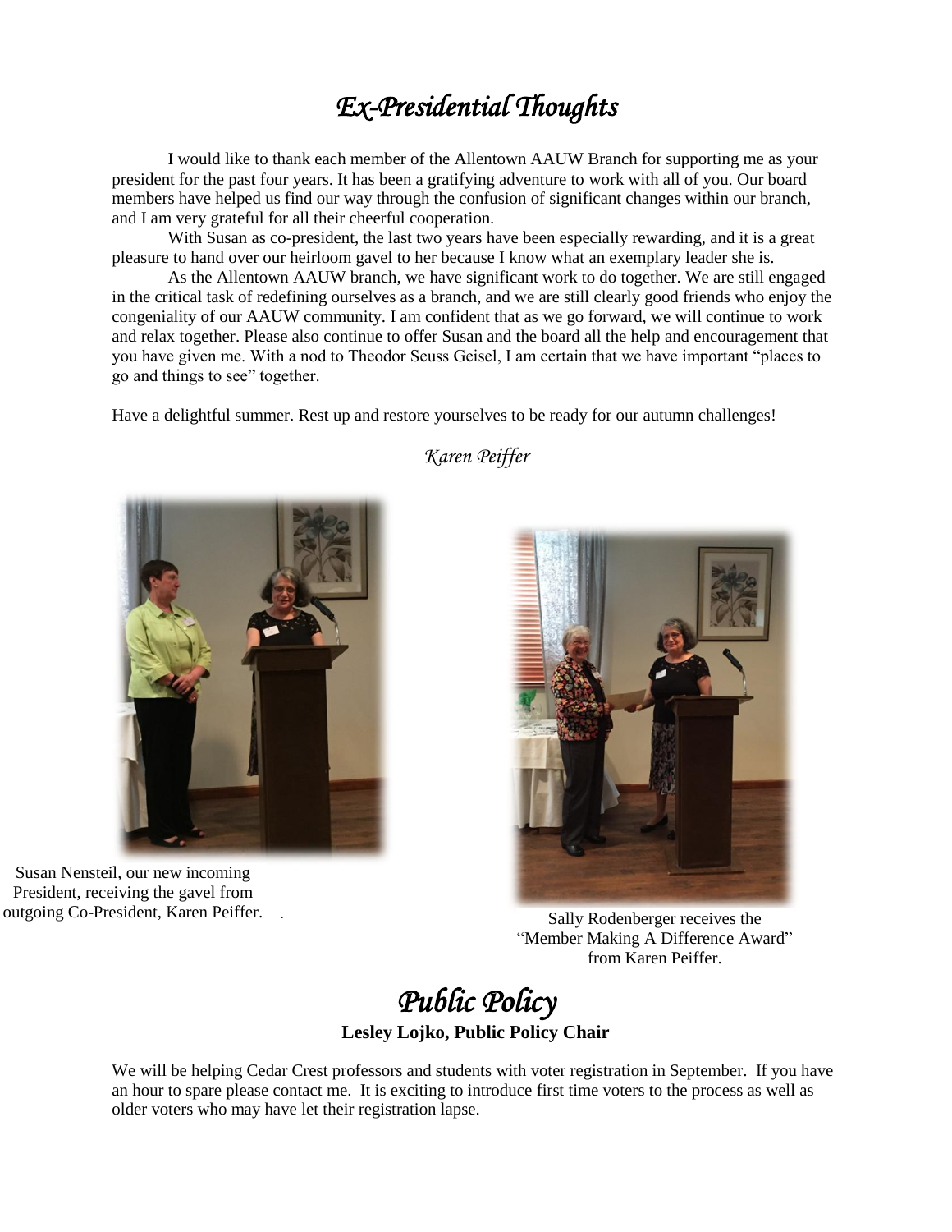# *Ex-Presidential Thoughts*

I would like to thank each member of the Allentown AAUW Branch for supporting me as your president for the past four years. It has been a gratifying adventure to work with all of you. Our board members have helped us find our way through the confusion of significant changes within our branch, and I am very grateful for all their cheerful cooperation.

With Susan as co-president, the last two years have been especially rewarding, and it is a great pleasure to hand over our heirloom gavel to her because I know what an exemplary leader she is.

As the Allentown AAUW branch, we have significant work to do together. We are still engaged in the critical task of redefining ourselves as a branch, and we are still clearly good friends who enjoy the congeniality of our AAUW community. I am confident that as we go forward, we will continue to work and relax together. Please also continue to offer Susan and the board all the help and encouragement that you have given me. With a nod to Theodor Seuss Geisel, I am certain that we have important "places to go and things to see" together.

Have a delightful summer. Rest up and restore yourselves to be ready for our autumn challenges!

*Karen Peiffer*

Susan Nensteil, our new incoming President, receiving the gavel from outgoing Co-President, Karen Peiffer.

Sally Rodenberger receives the "Member Making A Difference Award" from Karen Peiffer.

# *Public Policy*

**Lesley Lojko, Public Policy Chair**

We will be helping Cedar Crest professors and students with voter registration in September. If you have an hour to spare please contact me. It is exciting to introduce first time voters to the process as well as older voters who may have let their registration lapse.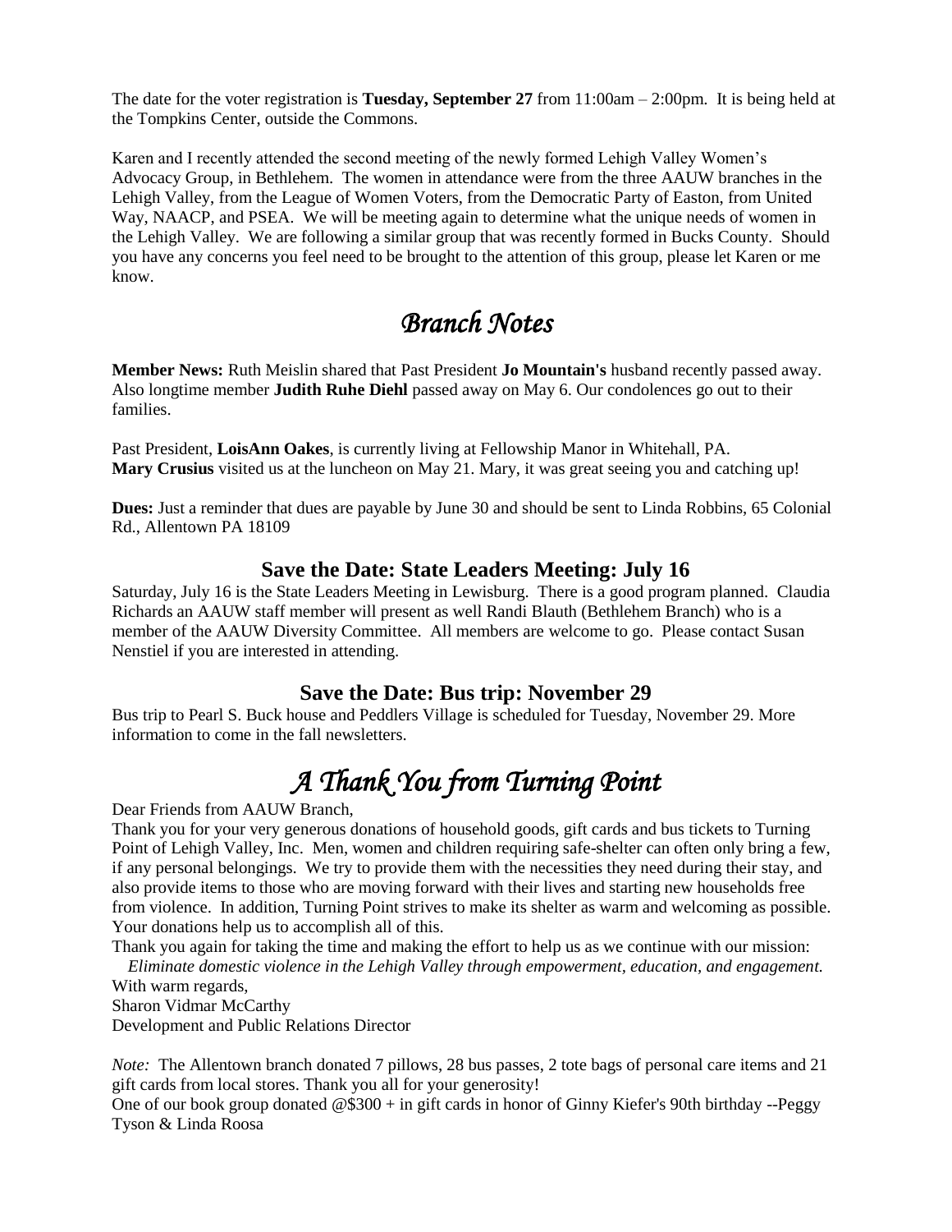The date for the voter registration is **Tuesday, September 27** from 11:00am – 2:00pm. It is being held at the Tompkins Center, outside the Commons.

Karen and I recently attended the second meeting of the newly formed Lehigh Valley Women's Advocacy Group, in Bethlehem. The women in attendance were from the three AAUW branches in the Lehigh Valley, from the League of Women Voters, from the Democratic Party of Easton, from United Way, NAACP, and PSEA. We will be meeting again to determine what the unique needs of women in the Lehigh Valley. We are following a similar group that was recently formed in Bucks County. Should you have any concerns you feel need to be brought to the attention of this group, please let Karen or me know.

# *Branch Notes*

**Member News:** Ruth Meislin shared that Past President **Jo Mountain's** husband recently passed away. Also longtime member **Judith Ruhe Diehl** passed away on May 6. Our condolences go out to their families.

Past President, **LoisAnn Oakes**, is currently living at Fellowship Manor in Whitehall, PA. **Mary Crusius** visited us at the luncheon on May 21. Mary, it was great seeing you and catching up!

**Dues:** Just a reminder that dues are payable by June 30 and should be sent to Linda Robbins, 65 Colonial Rd., Allentown PA 18109

### Save the Date: State Leaders Meeting: July 16

Saturday, July 16 is the State Leaders Meeting in Lewisburg. There is a good program planned. Claudia Richards an AAUW staff member will present as well Randi Blauth (Bethlehem Branch) who is a member of the AAUW Diversity Committee. All members are welcome to go. Please contact Susan Nenstiel if you are interested in attending.

### Save the Date: Bus trip: November 29

Bus trip to Pearl S. Buck house and Peddlers Village is scheduled for Tuesday, November 29. More information to come in the fall newsletters.

# *A Thank You from Turning Point*

Dear Friends from AAUW Branch,

Thank you for your very generous donations of household goods, gift cards and bus tickets to Turning Point of Lehigh Valley, Inc. Men, women and children requiring safe-shelter can often only bring a few, if any personal belongings. We try to provide them with the necessities they need during their stay, and also provide items to those who are moving forward with their lives and starting new households free from violence. In addition, Turning Point strives to make its shelter as warm and welcoming as possible. Your donations help us to accomplish all of this.

Thank you again for taking the time and making the effort to help us as we continue with our mission:

*Eliminate domestic violence in the Lehigh Valley through empowerment, education, and engagement.*

With warm regards,

Sharon Vidmar McCarthy

Development and Public Relations Director

*Note:* The Allentown branch donated 7 pillows, 28 bus passes, 2 tote bags of personal care items and 21 gift cards from local stores. Thank you all for your generosity!

One of our book group donated @$300 + in gift cards in honor of Ginny Kiefer's 90th birthday --Peggy Tyson & Linda Roosa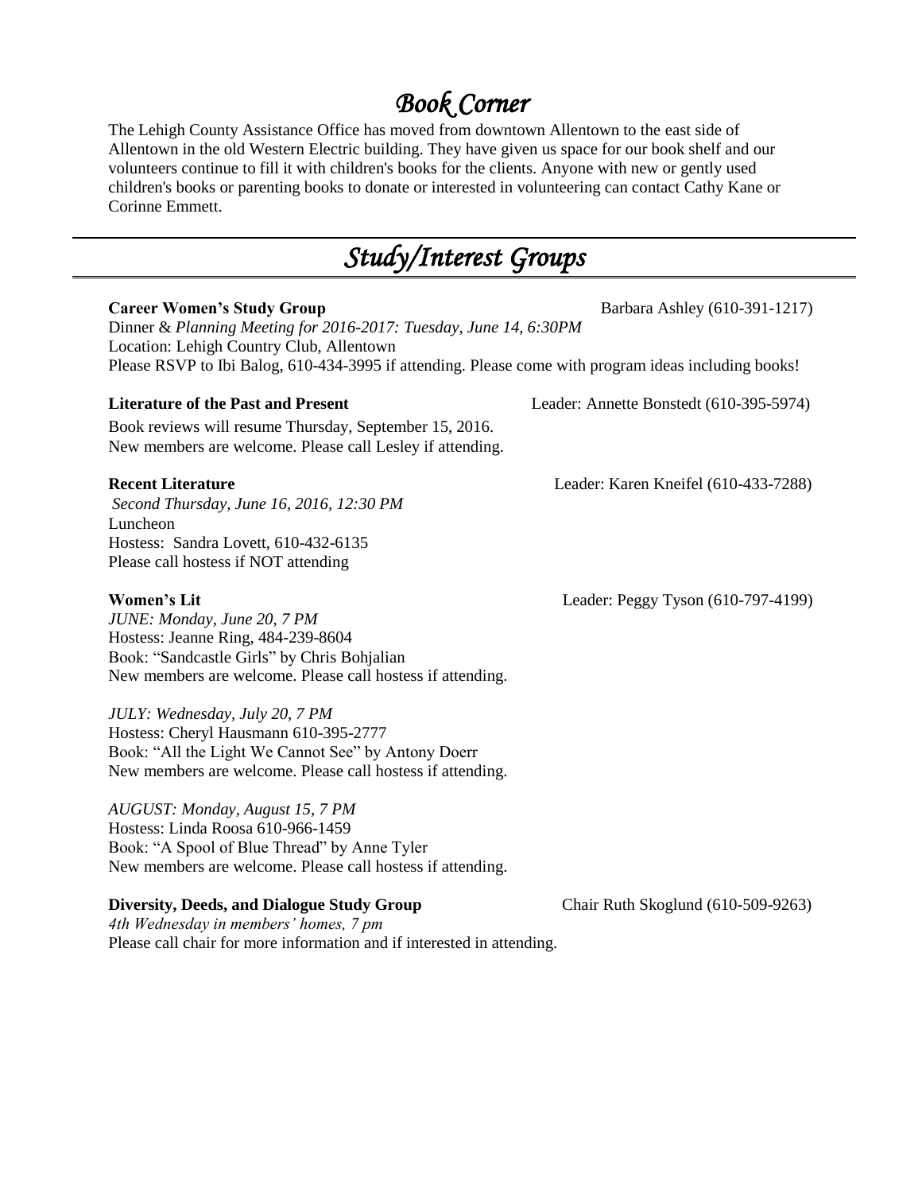# *Book Corner*

The Lehigh County Assistance Office has moved from downtown Allentown to the east side of Allentown in the old Western Electric building. They have given us space for our book shelf and our volunteers continue to fill it with children's books for the clients. Anyone with new or gently used children's books or parenting books to donate or interested in volunteering can contact Cathy Kane or Corinne Emmett.

# *Study/Interest Groups*

**Career Women's Study Group** Barbara Ashley (610-391-1217)
Dinner & *Planning Meeting for 2016-2017: Tuesday, June 14, 6:30PM*
Location: Lehigh Country Club, Allentown
Please RSVP to Ibi Balog, 610-434-3995 if attending. Please come with program ideas including books!

**Literature of the Past and Present** Leader: Annette Bonstedt (610-395-5974)
Book reviews will resume Thursday, September 15, 2016.
New members are welcome. Please call Lesley if attending.

**Recent Literature** Leader: Karen Kneifel (610-433-7288)
*Second Thursday, June 16, 2016, 12:30 PM*
Luncheon
Hostess: Sandra Lovett, 610-432-6135
Please call hostess if NOT attending

**Women's Lit** Leader: Peggy Tyson (610-797-4199)
*JUNE: Monday, June 20, 7 PM*
Hostess: Jeanne Ring, 484-239-8604
Book: "Sandcastle Girls" by Chris Bohjalian
New members are welcome. Please call hostess if attending.

*JULY: Wednesday, July 20, 7 PM*
Hostess: Cheryl Hausmann 610-395-2777
Book: "All the Light We Cannot See" by Antony Doerr
New members are welcome. Please call hostess if attending.

*AUGUST: Monday, August 15, 7 PM*
Hostess: Linda Roosa 610-966-1459
Book: "A Spool of Blue Thread" by Anne Tyler
New members are welcome. Please call hostess if attending.

**Diversity, Deeds, and Dialogue Study Group** Chair Ruth Skoglund (610-509-9263)
*4th Wednesday in members' homes, 7 pm*
Please call chair for more information and if interested in attending.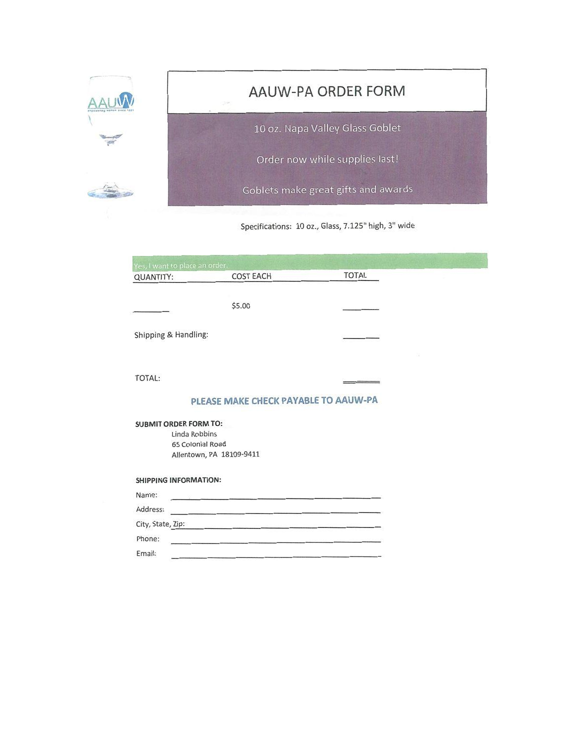# AAUW-PA ORDER FORM

10 oz. Napa Valley Glass Goblet

Order now while supplies last!

Goblets make great gifts and awards

Specifications: 10 oz., Glass, 7.125" high, 3" wide

Yes, I want to place an order.

| QUANTITY: | COST EACH | TOTAL |
|---|---|---|
| ______ | $5.00 | ______ |
| Shipping & Handling: | | ______ |
| TOTAL: | | ______ |

**PLEASE MAKE CHECK PAYABLE TO AAUW-PA**

**SUBMIT ORDER FORM TO:**

Linda Robbins
65 Colonial Road
Allentown, PA 18109-9411

**SHIPPING INFORMATION:**

Name: ______________________________

Address: ______________________________

City, State, Zip: ______________________________

Phone: ______________________________

Email: ______________________________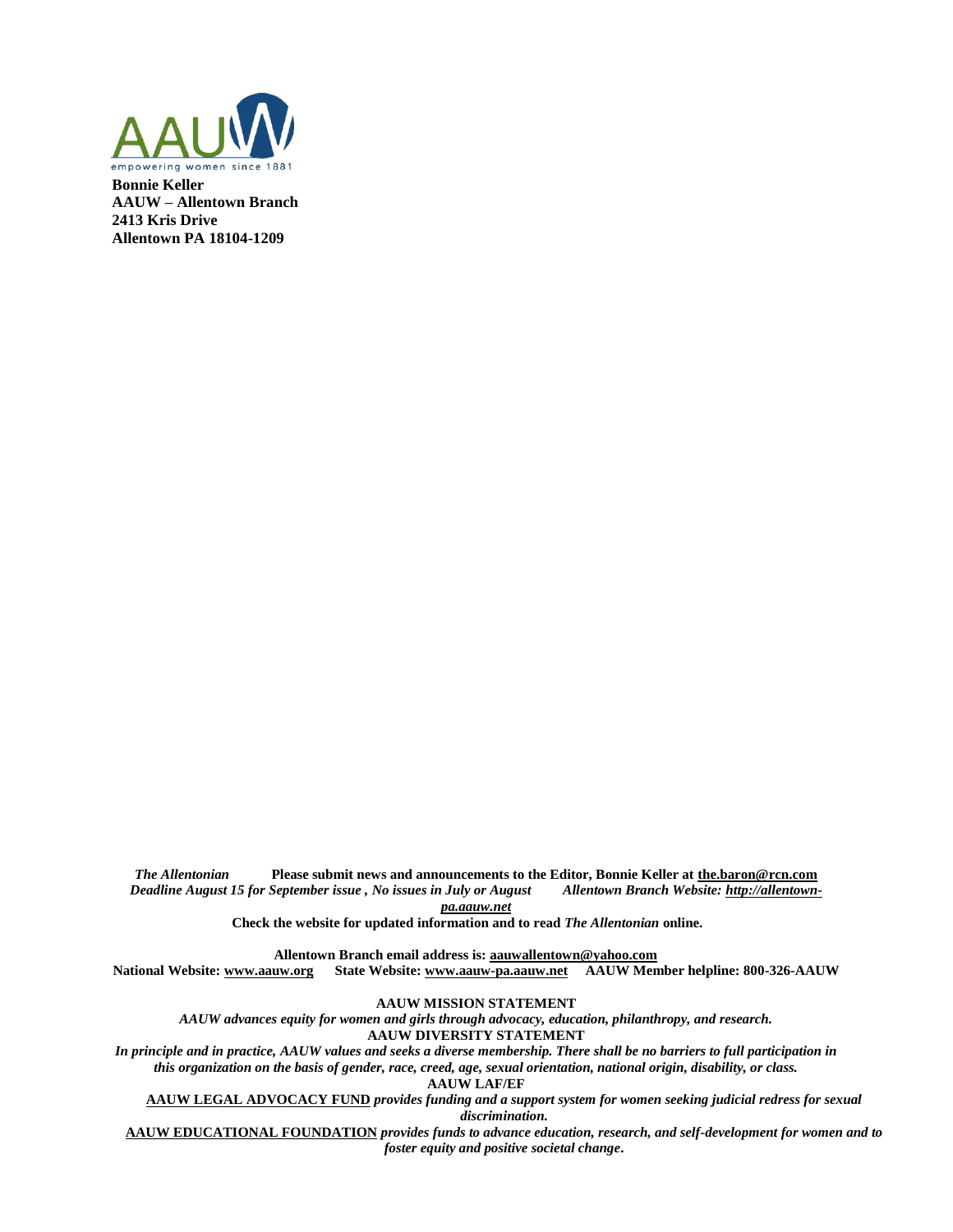empowering women since 1881

**Bonnie Keller**
**AAUW – Allentown Branch**
**2413 Kris Drive**
**Allentown PA 18104-1209**

***The Allentonian*** **Please submit news and announcements to the Editor, Bonnie Keller at the.baron@rcn.com**
***Deadline August 15 for September issue , No issues in July or August*** ***Allentown Branch Website: http://allentown-pa.aauw.net***

**Check the website for updated information and to read *The Allentonian* online.**

**Allentown Branch email address is: aauwallentown@yahoo.com**
**National Website: www.aauw.org State Website: www.aauw-pa.aauw.net AAUW Member helpline: 800-326-AAUW**

**AAUW MISSION STATEMENT**

***AAUW advances equity for women and girls through advocacy, education, philanthropy, and research.***

**AAUW DIVERSITY STATEMENT**

***In principle and in practice, AAUW values and seeks a diverse membership. There shall be no barriers to full participation in this organization on the basis of gender, race, creed, age, sexual orientation, national origin, disability, or class.***

**AAUW LAF/EF**

**AAUW LEGAL ADVOCACY FUND** ***provides funding and a support system for women seeking judicial redress for sexual discrimination.***

**AAUW EDUCATIONAL FOUNDATION** ***provides funds to advance education, research, and self-development for women and to foster equity and positive societal change.***